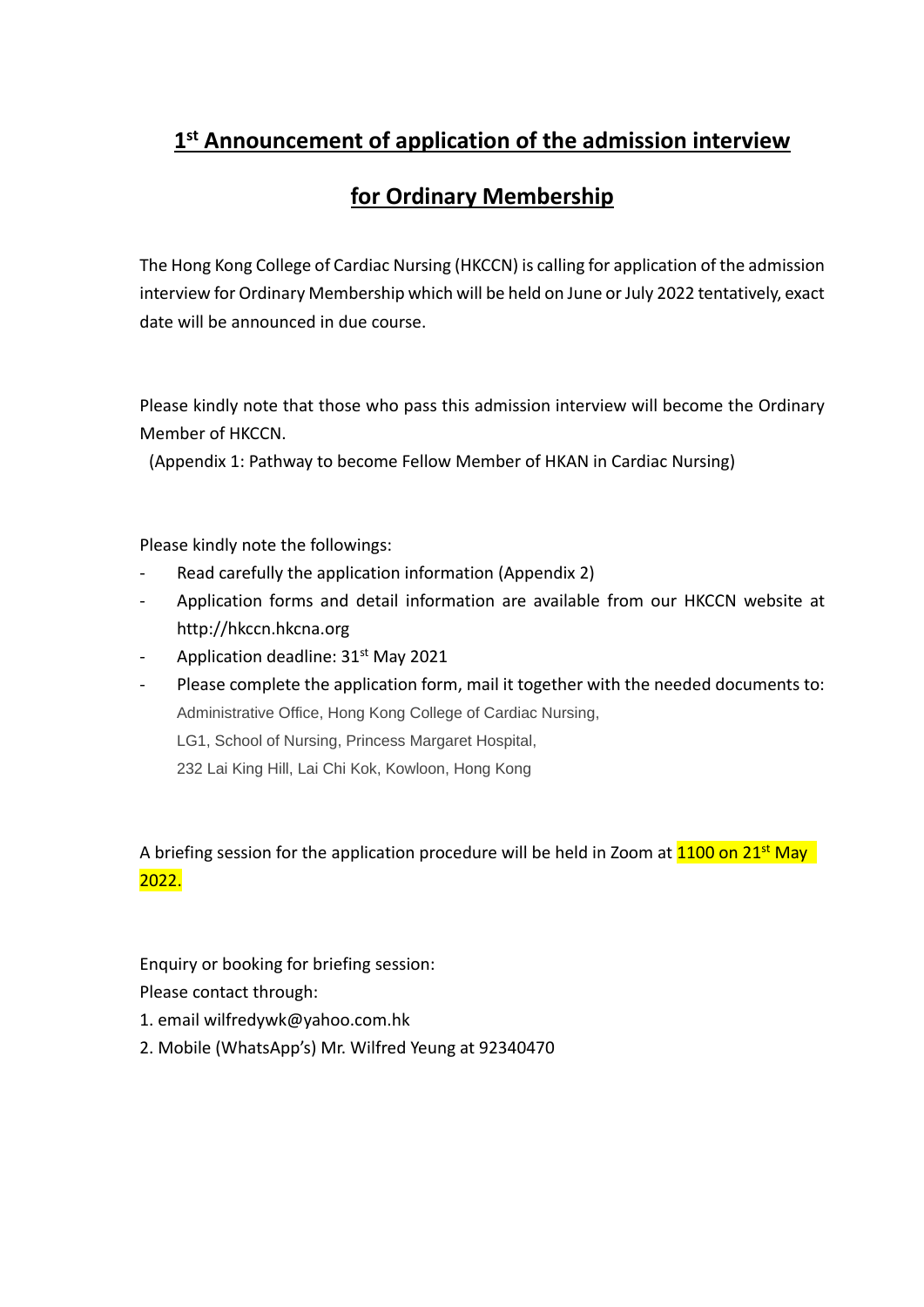# 1st Announcement of application of the admission interview for Ordinary Membership

The Hong Kong College of Cardiac Nursing (HKCCN) is calling for application of the admission interview for Ordinary Membership which will be held on June or July 2022 tentatively, exact date will be announced in due course.

Please kindly note that those who pass this admission interview will become the Ordinary Member of HKCCN.
(Appendix 1: Pathway to become Fellow Member of HKAN in Cardiac Nursing)

Please kindly note the followings:

- Read carefully the application information (Appendix 2)
- Application forms and detail information are available from our HKCCN website at http://hkccn.hkcna.org
- Application deadline: 31st May 2021
- Please complete the application form, mail it together with the needed documents to:
  Administrative Office, Hong Kong College of Cardiac Nursing,
  LG1, School of Nursing, Princess Margaret Hospital,
  232 Lai King Hill, Lai Chi Kok, Kowloon, Hong Kong

A briefing session for the application procedure will be held in Zoom at 1100 on 21st May 2022.

Enquiry or booking for briefing session:
Please contact through:
1. email wilfredywk@yahoo.com.hk
2. Mobile (WhatsApp's) Mr. Wilfred Yeung at 92340470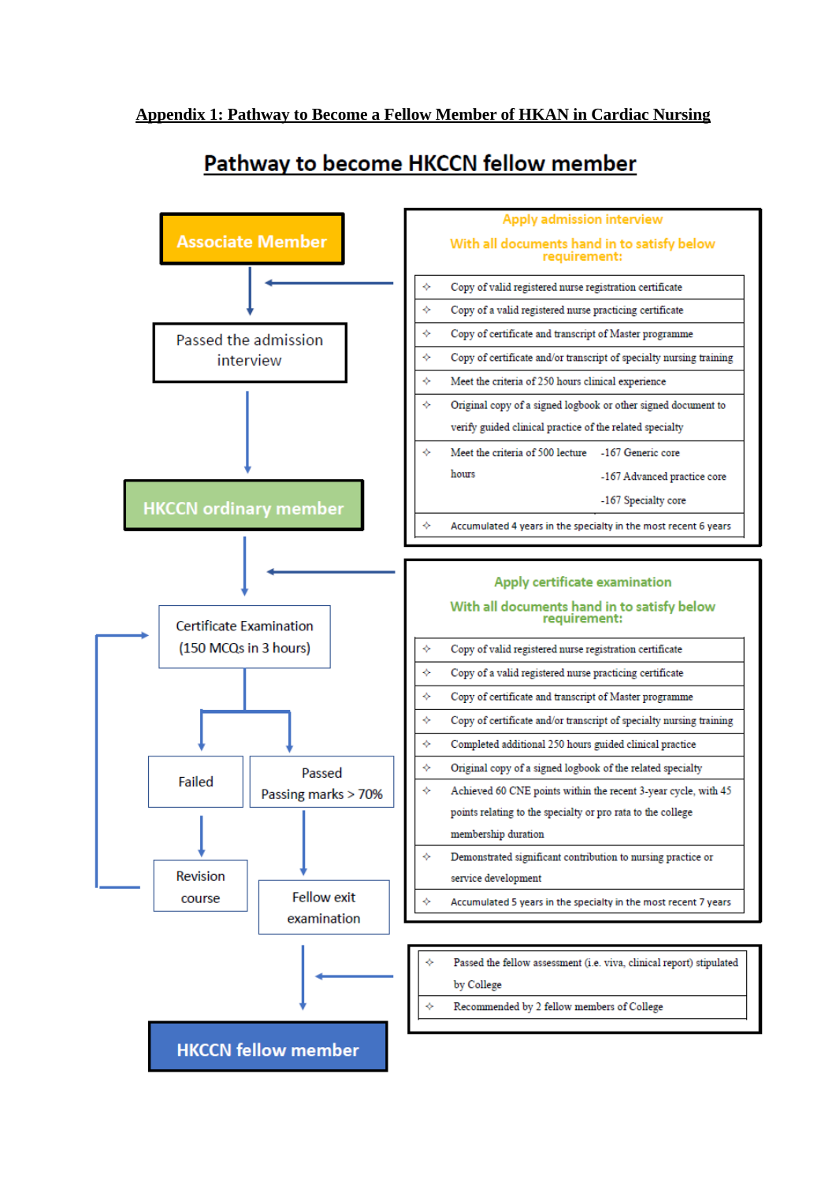## Appendix 1: Pathway to Become a Fellow Member of HKAN in Cardiac Nursing

## Pathway to become HKCCN fellow member

**Associate Member**

↓

Passed the admission interview

↓

**HKCCN ordinary member**

↓

Certificate Examination (150 MCQs in 3 hours)

- Failed → Revision course → (back to Certificate Examination)
- Passed (Passing marks > 70%) → Fellow exit examination

↓

**HKCCN fellow member**

---

**Apply admission interview**

**With all documents hand in to satisfy below requirement:**

| | | |
|---|---|---|
| ✧ | Copy of valid registered nurse registration certificate | |
| ✧ | Copy of a valid registered nurse practicing certificate | |
| ✧ | Copy of certificate and transcript of Master programme | |
| ✧ | Copy of certificate and/or transcript of specialty nursing training | |
| ✧ | Meet the criteria of 250 hours clinical experience | |
| ✧ | Original copy of a signed logbook or other signed document to verify guided clinical practice of the related specialty | |
| ✧ | Meet the criteria of 500 lecture hours | -167 Generic core<br>-167 Advanced practice core<br>-167 Specialty core |
| ✧ | Accumulated 4 years in the specialty in the most recent 6 years | |

**Apply certificate examination**

**With all documents hand in to satisfy below requirement:**

| | |
|---|---|
| ✧ | Copy of valid registered nurse registration certificate |
| ✧ | Copy of a valid registered nurse practicing certificate |
| ✧ | Copy of certificate and transcript of Master programme |
| ✧ | Copy of certificate and/or transcript of specialty nursing training |
| ✧ | Completed additional 250 hours guided clinical practice |
| ✧ | Original copy of a signed logbook of the related specialty |
| ✧ | Achieved 60 CNE points within the recent 3-year cycle, with 45 points relating to the specialty or pro rata to the college membership duration |
| ✧ | Demonstrated significant contribution to nursing practice or service development |
| ✧ | Accumulated 5 years in the specialty in the most recent 7 years |

| | |
|---|---|
| ✧ | Passed the fellow assessment (i.e. viva, clinical report) stipulated by College |
| ✧ | Recommended by 2 fellow members of College |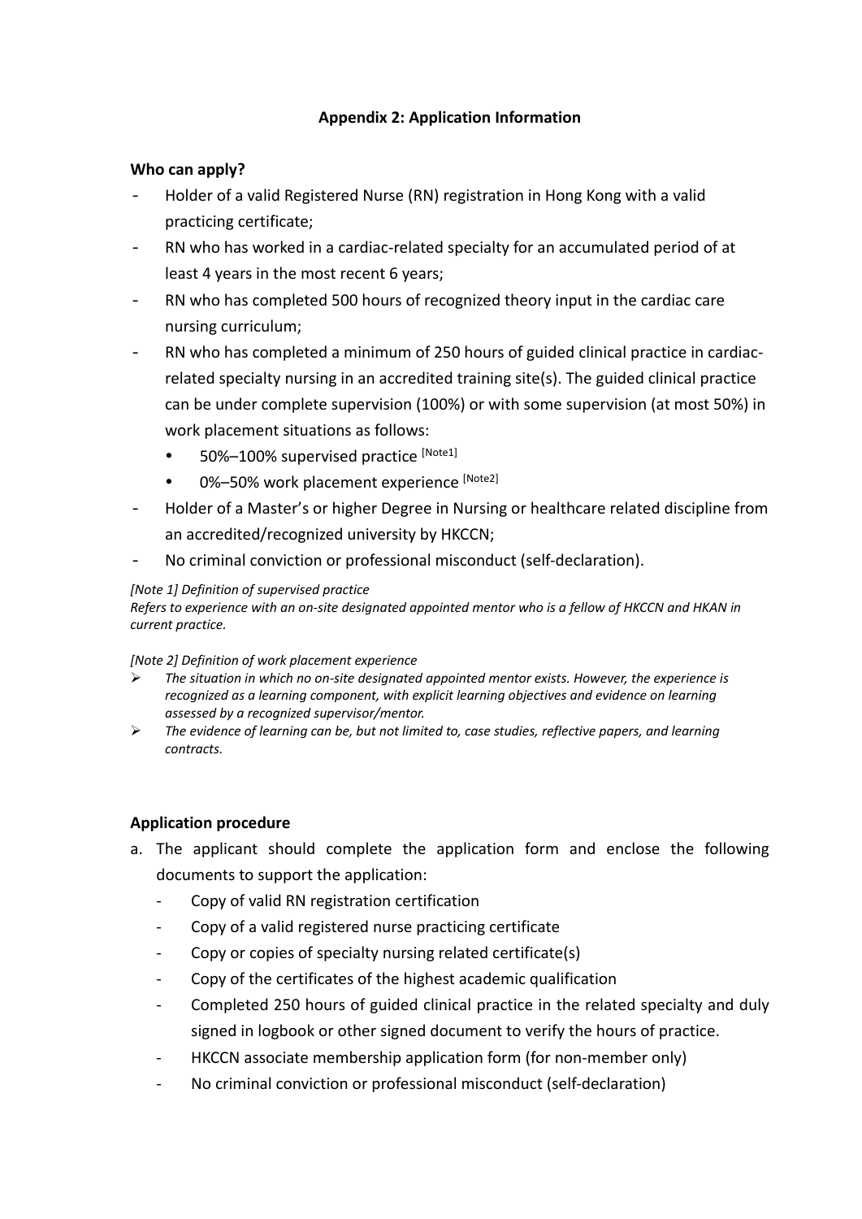## Appendix 2: Application Information

### Who can apply?

- Holder of a valid Registered Nurse (RN) registration in Hong Kong with a valid practicing certificate;
- RN who has worked in a cardiac-related specialty for an accumulated period of at least 4 years in the most recent 6 years;
- RN who has completed 500 hours of recognized theory input in the cardiac care nursing curriculum;
- RN who has completed a minimum of 250 hours of guided clinical practice in cardiac-related specialty nursing in an accredited training site(s). The guided clinical practice can be under complete supervision (100%) or with some supervision (at most 50%) in work placement situations as follows:
  - 50%–100% supervised practice [Note1]
  - 0%–50% work placement experience [Note2]
- Holder of a Master's or higher Degree in Nursing or healthcare related discipline from an accredited/recognized university by HKCCN;
- No criminal conviction or professional misconduct (self-declaration).

*[Note 1] Definition of supervised practice*
*Refers to experience with an on-site designated appointed mentor who is a fellow of HKCCN and HKAN in current practice.*

*[Note 2] Definition of work placement experience*

- *The situation in which no on-site designated appointed mentor exists. However, the experience is recognized as a learning component, with explicit learning objectives and evidence on learning assessed by a recognized supervisor/mentor.*
- *The evidence of learning can be, but not limited to, case studies, reflective papers, and learning contracts.*

### Application procedure

a. The applicant should complete the application form and enclose the following documents to support the application:
   - Copy of valid RN registration certification
   - Copy of a valid registered nurse practicing certificate
   - Copy or copies of specialty nursing related certificate(s)
   - Copy of the certificates of the highest academic qualification
   - Completed 250 hours of guided clinical practice in the related specialty and duly signed in logbook or other signed document to verify the hours of practice.
   - HKCCN associate membership application form (for non-member only)
   - No criminal conviction or professional misconduct (self-declaration)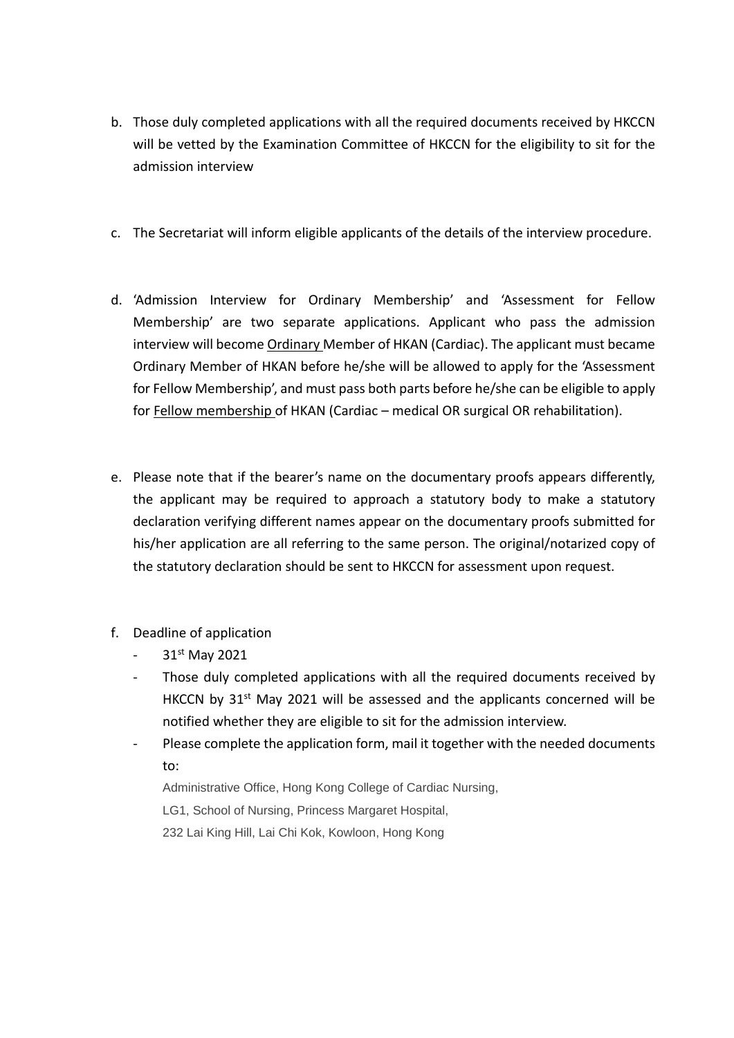b. Those duly completed applications with all the required documents received by HKCCN will be vetted by the Examination Committee of HKCCN for the eligibility to sit for the admission interview

c. The Secretariat will inform eligible applicants of the details of the interview procedure.

d. 'Admission Interview for Ordinary Membership' and 'Assessment for Fellow Membership' are two separate applications. Applicant who pass the admission interview will become <u>Ordinary</u> Member of HKAN (Cardiac). The applicant must became Ordinary Member of HKAN before he/she will be allowed to apply for the 'Assessment for Fellow Membership', and must pass both parts before he/she can be eligible to apply for <u>Fellow membership</u> of HKAN (Cardiac – medical OR surgical OR rehabilitation).

e. Please note that if the bearer's name on the documentary proofs appears differently, the applicant may be required to approach a statutory body to make a statutory declaration verifying different names appear on the documentary proofs submitted for his/her application are all referring to the same person. The original/notarized copy of the statutory declaration should be sent to HKCCN for assessment upon request.

f. Deadline of application
   - 31st May 2021
   - Those duly completed applications with all the required documents received by HKCCN by 31st May 2021 will be assessed and the applicants concerned will be notified whether they are eligible to sit for the admission interview.
   - Please complete the application form, mail it together with the needed documents to:

     Administrative Office, Hong Kong College of Cardiac Nursing,
     LG1, School of Nursing, Princess Margaret Hospital,
     232 Lai King Hill, Lai Chi Kok, Kowloon, Hong Kong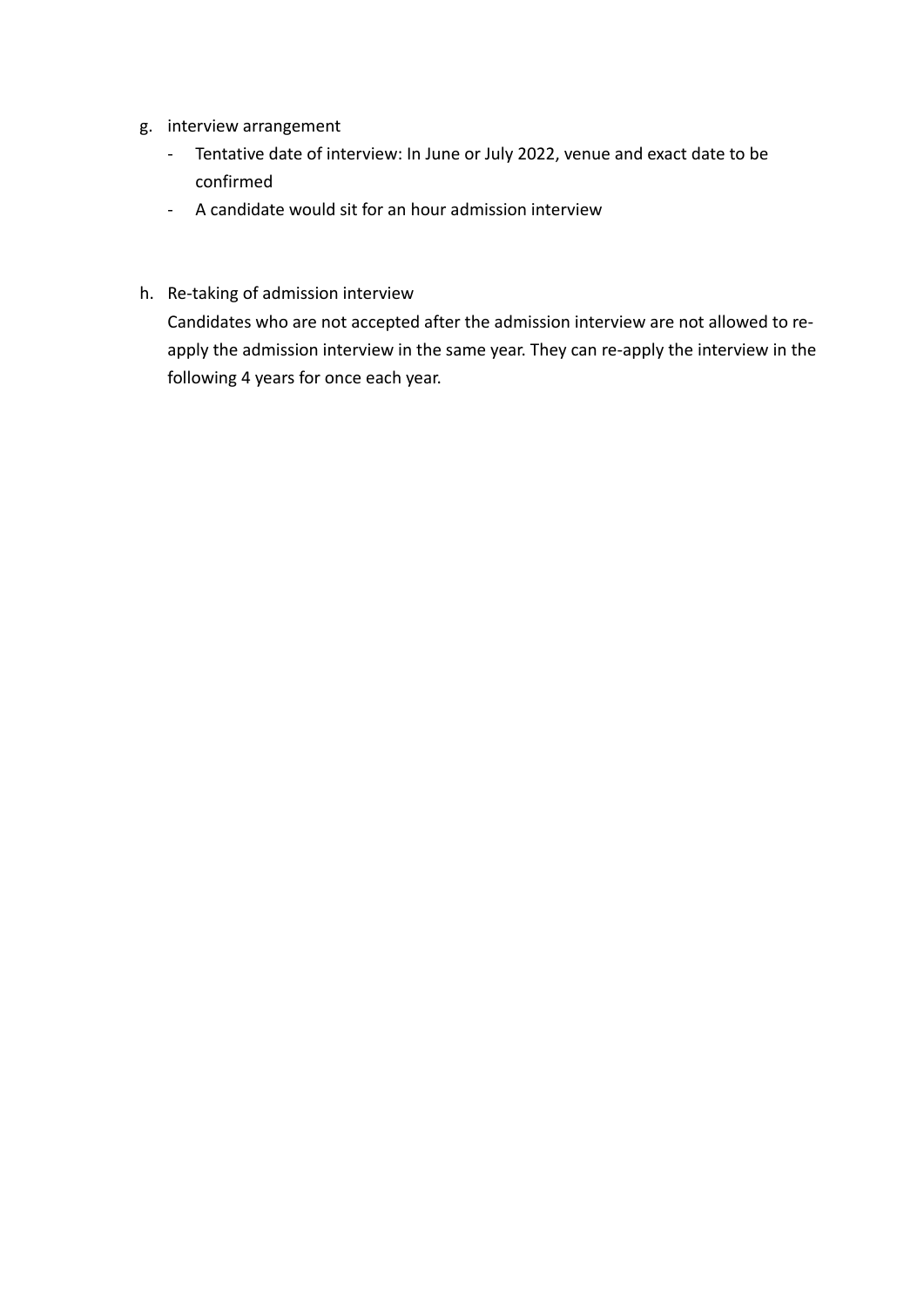g. interview arrangement
   - Tentative date of interview: In June or July 2022, venue and exact date to be confirmed
   - A candidate would sit for an hour admission interview

h. Re-taking of admission interview

   Candidates who are not accepted after the admission interview are not allowed to re-apply the admission interview in the same year. They can re-apply the interview in the following 4 years for once each year.